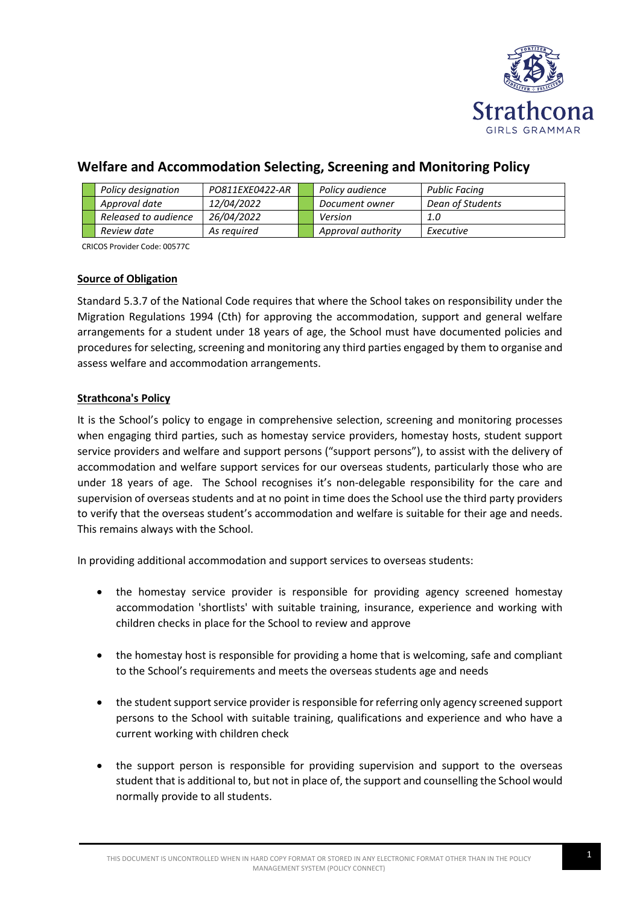# Welfare and Accommodation Selecting, Screening and Monitoring Policy

| | | | |
|---|---|---|---|
| *Policy designation* | *PO811EXE0422-AR* | *Policy audience* | *Public Facing* |
| *Approval date* | *12/04/2022* | *Document owner* | *Dean of Students* |
| *Released to audience* | *26/04/2022* | *Version* | *1.0* |
| *Review date* | *As required* | *Approval authority* | *Executive* |

CRICOS Provider Code: 00577C

**Source of Obligation**

Standard 5.3.7 of the National Code requires that where the School takes on responsibility under the Migration Regulations 1994 (Cth) for approving the accommodation, support and general welfare arrangements for a student under 18 years of age, the School must have documented policies and procedures for selecting, screening and monitoring any third parties engaged by them to organise and assess welfare and accommodation arrangements.

**Strathcona's Policy**

It is the School's policy to engage in comprehensive selection, screening and monitoring processes when engaging third parties, such as homestay service providers, homestay hosts, student support service providers and welfare and support persons ("support persons"), to assist with the delivery of accommodation and welfare support services for our overseas students, particularly those who are under 18 years of age. The School recognises it's non-delegable responsibility for the care and supervision of overseas students and at no point in time does the School use the third party providers to verify that the overseas student's accommodation and welfare is suitable for their age and needs. This remains always with the School.

In providing additional accommodation and support services to overseas students:

- the homestay service provider is responsible for providing agency screened homestay accommodation 'shortlists' with suitable training, insurance, experience and working with children checks in place for the School to review and approve
- the homestay host is responsible for providing a home that is welcoming, safe and compliant to the School's requirements and meets the overseas students age and needs
- the student support service provider is responsible for referring only agency screened support persons to the School with suitable training, qualifications and experience and who have a current working with children check
- the support person is responsible for providing supervision and support to the overseas student that is additional to, but not in place of, the support and counselling the School would normally provide to all students.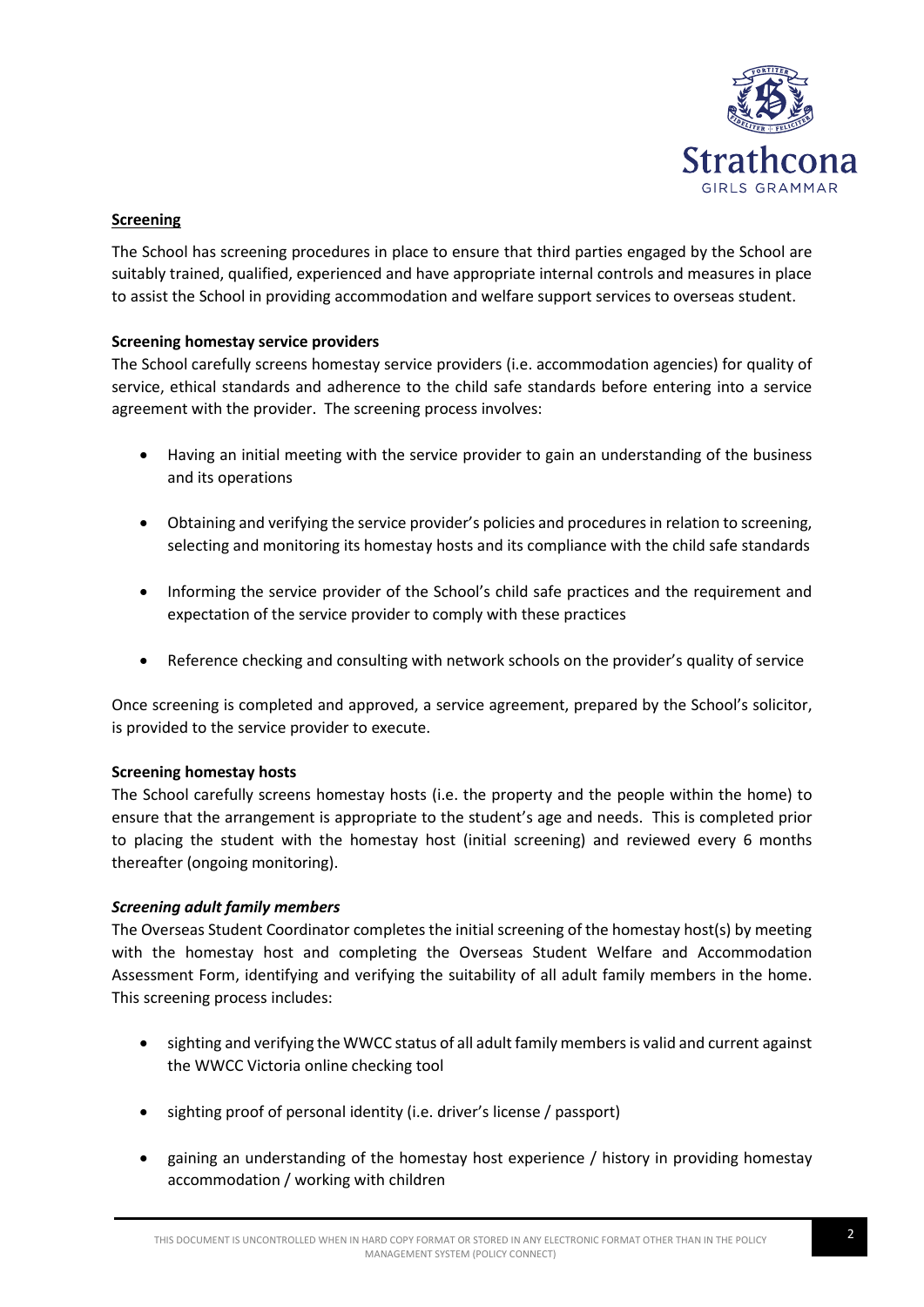**Screening**

The School has screening procedures in place to ensure that third parties engaged by the School are suitably trained, qualified, experienced and have appropriate internal controls and measures in place to assist the School in providing accommodation and welfare support services to overseas student.

**Screening homestay service providers**

The School carefully screens homestay service providers (i.e. accommodation agencies) for quality of service, ethical standards and adherence to the child safe standards before entering into a service agreement with the provider. The screening process involves:

- Having an initial meeting with the service provider to gain an understanding of the business and its operations
- Obtaining and verifying the service provider's policies and procedures in relation to screening, selecting and monitoring its homestay hosts and its compliance with the child safe standards
- Informing the service provider of the School's child safe practices and the requirement and expectation of the service provider to comply with these practices
- Reference checking and consulting with network schools on the provider's quality of service

Once screening is completed and approved, a service agreement, prepared by the School's solicitor, is provided to the service provider to execute.

**Screening homestay hosts**

The School carefully screens homestay hosts (i.e. the property and the people within the home) to ensure that the arrangement is appropriate to the student's age and needs. This is completed prior to placing the student with the homestay host (initial screening) and reviewed every 6 months thereafter (ongoing monitoring).

***Screening adult family members***

The Overseas Student Coordinator completes the initial screening of the homestay host(s) by meeting with the homestay host and completing the Overseas Student Welfare and Accommodation Assessment Form, identifying and verifying the suitability of all adult family members in the home. This screening process includes:

- sighting and verifying the WWCC status of all adult family members is valid and current against the WWCC Victoria online checking tool
- sighting proof of personal identity (i.e. driver's license / passport)
- gaining an understanding of the homestay host experience / history in providing homestay accommodation / working with children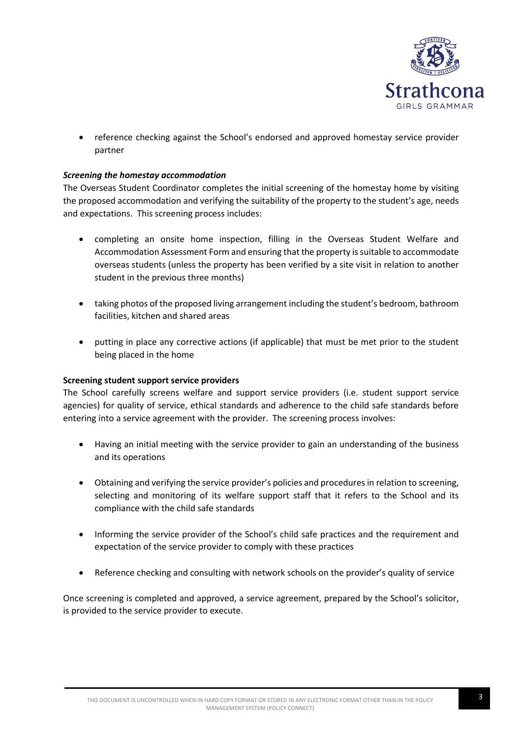- reference checking against the School's endorsed and approved homestay service provider partner

***Screening the homestay accommodation***

The Overseas Student Coordinator completes the initial screening of the homestay home by visiting the proposed accommodation and verifying the suitability of the property to the student's age, needs and expectations. This screening process includes:

- completing an onsite home inspection, filling in the Overseas Student Welfare and Accommodation Assessment Form and ensuring that the property is suitable to accommodate overseas students (unless the property has been verified by a site visit in relation to another student in the previous three months)
- taking photos of the proposed living arrangement including the student's bedroom, bathroom facilities, kitchen and shared areas
- putting in place any corrective actions (if applicable) that must be met prior to the student being placed in the home

**Screening student support service providers**

The School carefully screens welfare and support service providers (i.e. student support service agencies) for quality of service, ethical standards and adherence to the child safe standards before entering into a service agreement with the provider. The screening process involves:

- Having an initial meeting with the service provider to gain an understanding of the business and its operations
- Obtaining and verifying the service provider's policies and procedures in relation to screening, selecting and monitoring of its welfare support staff that it refers to the School and its compliance with the child safe standards
- Informing the service provider of the School's child safe practices and the requirement and expectation of the service provider to comply with these practices
- Reference checking and consulting with network schools on the provider's quality of service

Once screening is completed and approved, a service agreement, prepared by the School's solicitor, is provided to the service provider to execute.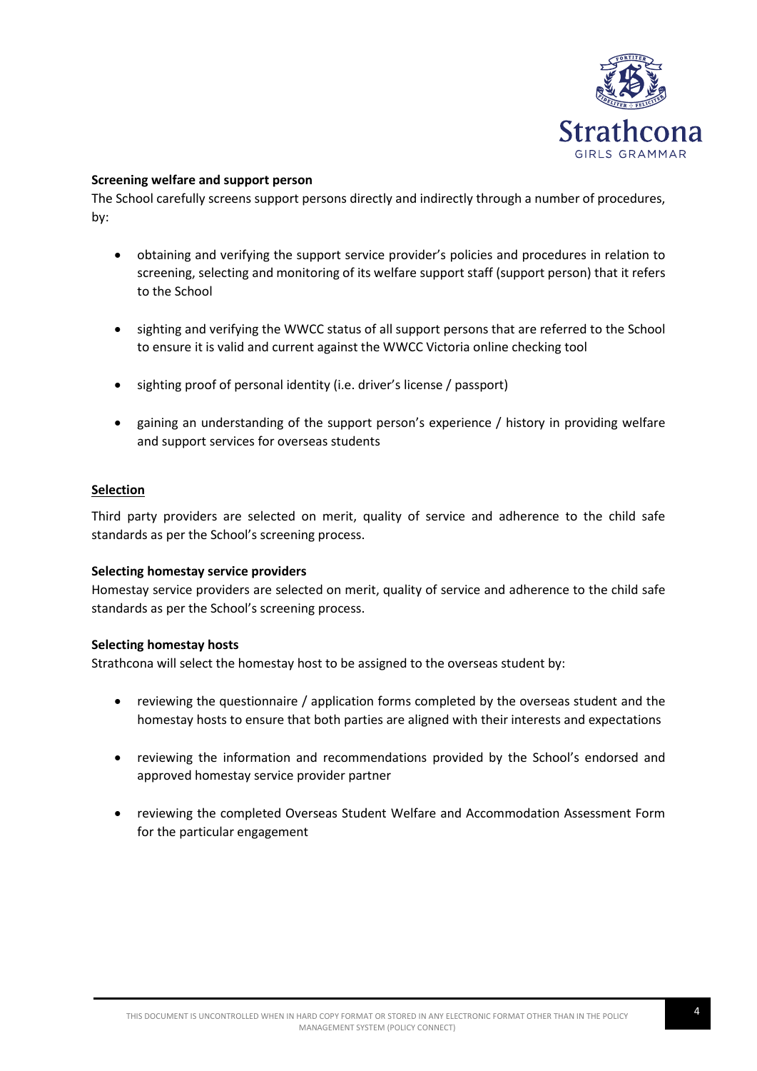**Screening welfare and support person**

The School carefully screens support persons directly and indirectly through a number of procedures, by:

- obtaining and verifying the support service provider's policies and procedures in relation to screening, selecting and monitoring of its welfare support staff (support person) that it refers to the School
- sighting and verifying the WWCC status of all support persons that are referred to the School to ensure it is valid and current against the WWCC Victoria online checking tool
- sighting proof of personal identity (i.e. driver's license / passport)
- gaining an understanding of the support person's experience / history in providing welfare and support services for overseas students

## Selection

Third party providers are selected on merit, quality of service and adherence to the child safe standards as per the School's screening process.

**Selecting homestay service providers**

Homestay service providers are selected on merit, quality of service and adherence to the child safe standards as per the School's screening process.

**Selecting homestay hosts**

Strathcona will select the homestay host to be assigned to the overseas student by:

- reviewing the questionnaire / application forms completed by the overseas student and the homestay hosts to ensure that both parties are aligned with their interests and expectations
- reviewing the information and recommendations provided by the School's endorsed and approved homestay service provider partner
- reviewing the completed Overseas Student Welfare and Accommodation Assessment Form for the particular engagement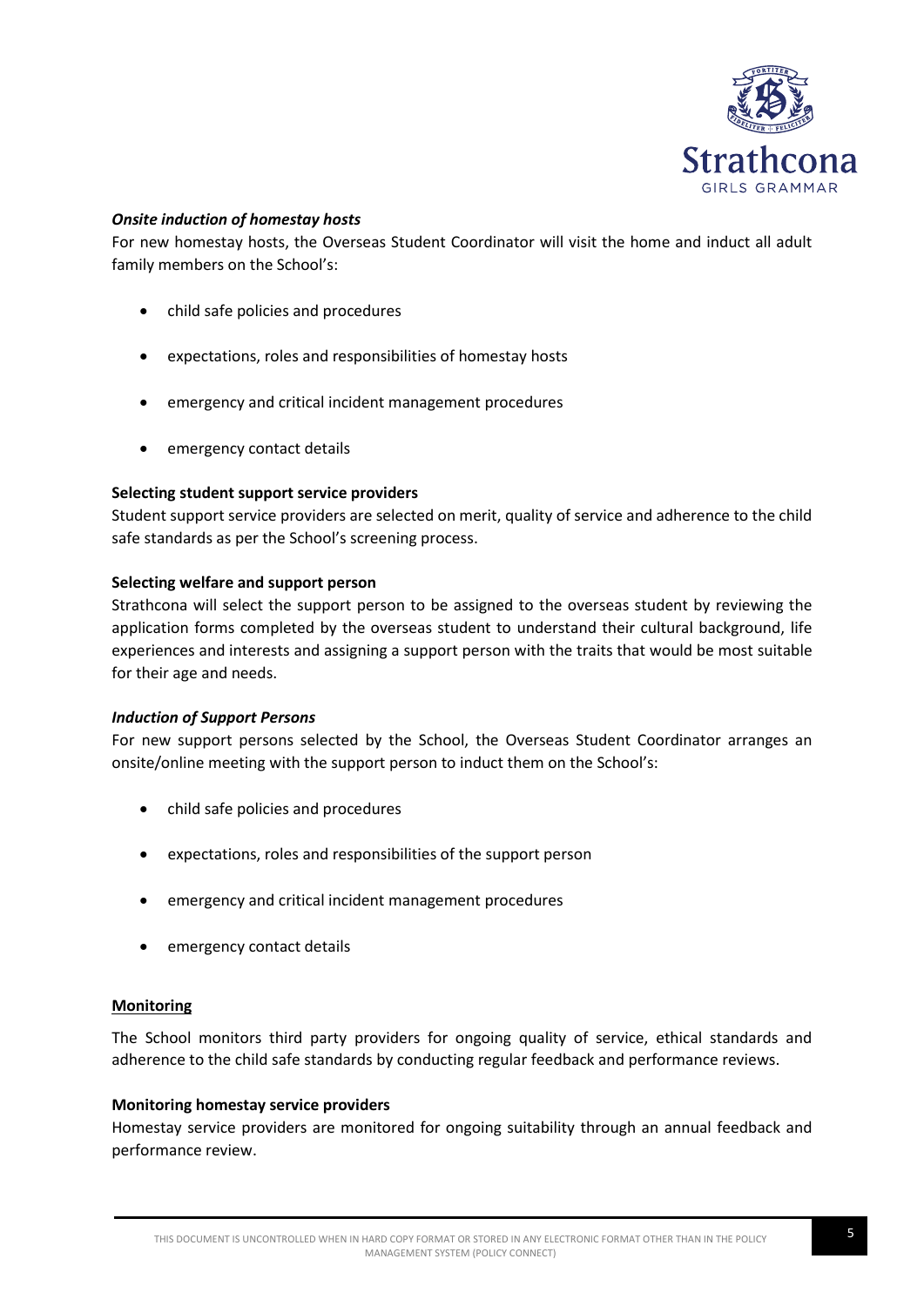***Onsite induction of homestay hosts***

For new homestay hosts, the Overseas Student Coordinator will visit the home and induct all adult family members on the School's:

- child safe policies and procedures
- expectations, roles and responsibilities of homestay hosts
- emergency and critical incident management procedures
- emergency contact details

**Selecting student support service providers**

Student support service providers are selected on merit, quality of service and adherence to the child safe standards as per the School's screening process.

**Selecting welfare and support person**

Strathcona will select the support person to be assigned to the overseas student by reviewing the application forms completed by the overseas student to understand their cultural background, life experiences and interests and assigning a support person with the traits that would be most suitable for their age and needs.

***Induction of Support Persons***

For new support persons selected by the School, the Overseas Student Coordinator arranges an onsite/online meeting with the support person to induct them on the School's:

- child safe policies and procedures
- expectations, roles and responsibilities of the support person
- emergency and critical incident management procedures
- emergency contact details

**<u>Monitoring</u>**

The School monitors third party providers for ongoing quality of service, ethical standards and adherence to the child safe standards by conducting regular feedback and performance reviews.

**Monitoring homestay service providers**

Homestay service providers are monitored for ongoing suitability through an annual feedback and performance review.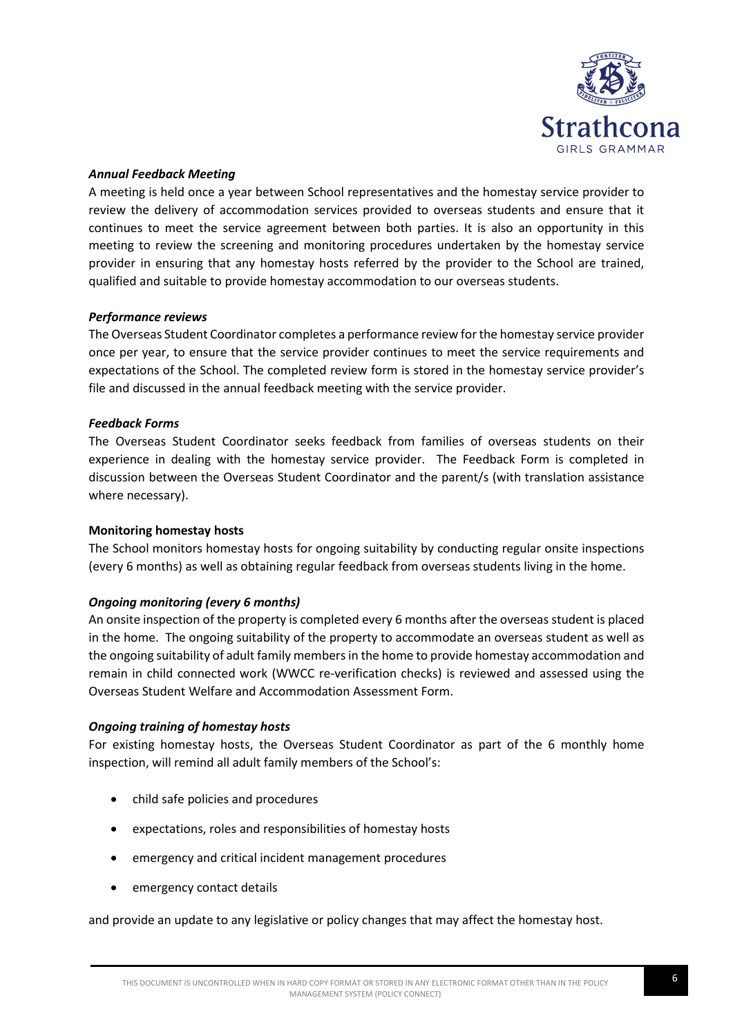***Annual Feedback Meeting***

A meeting is held once a year between School representatives and the homestay service provider to review the delivery of accommodation services provided to overseas students and ensure that it continues to meet the service agreement between both parties. It is also an opportunity in this meeting to review the screening and monitoring procedures undertaken by the homestay service provider in ensuring that any homestay hosts referred by the provider to the School are trained, qualified and suitable to provide homestay accommodation to our overseas students.

***Performance reviews***

The Overseas Student Coordinator completes a performance review for the homestay service provider once per year, to ensure that the service provider continues to meet the service requirements and expectations of the School. The completed review form is stored in the homestay service provider's file and discussed in the annual feedback meeting with the service provider.

***Feedback Forms***

The Overseas Student Coordinator seeks feedback from families of overseas students on their experience in dealing with the homestay service provider. The Feedback Form is completed in discussion between the Overseas Student Coordinator and the parent/s (with translation assistance where necessary).

**Monitoring homestay hosts**

The School monitors homestay hosts for ongoing suitability by conducting regular onsite inspections (every 6 months) as well as obtaining regular feedback from overseas students living in the home.

***Ongoing monitoring (every 6 months)***

An onsite inspection of the property is completed every 6 months after the overseas student is placed in the home. The ongoing suitability of the property to accommodate an overseas student as well as the ongoing suitability of adult family members in the home to provide homestay accommodation and remain in child connected work (WWCC re-verification checks) is reviewed and assessed using the Overseas Student Welfare and Accommodation Assessment Form.

***Ongoing training of homestay hosts***

For existing homestay hosts, the Overseas Student Coordinator as part of the 6 monthly home inspection, will remind all adult family members of the School's:

- child safe policies and procedures
- expectations, roles and responsibilities of homestay hosts
- emergency and critical incident management procedures
- emergency contact details

and provide an update to any legislative or policy changes that may affect the homestay host.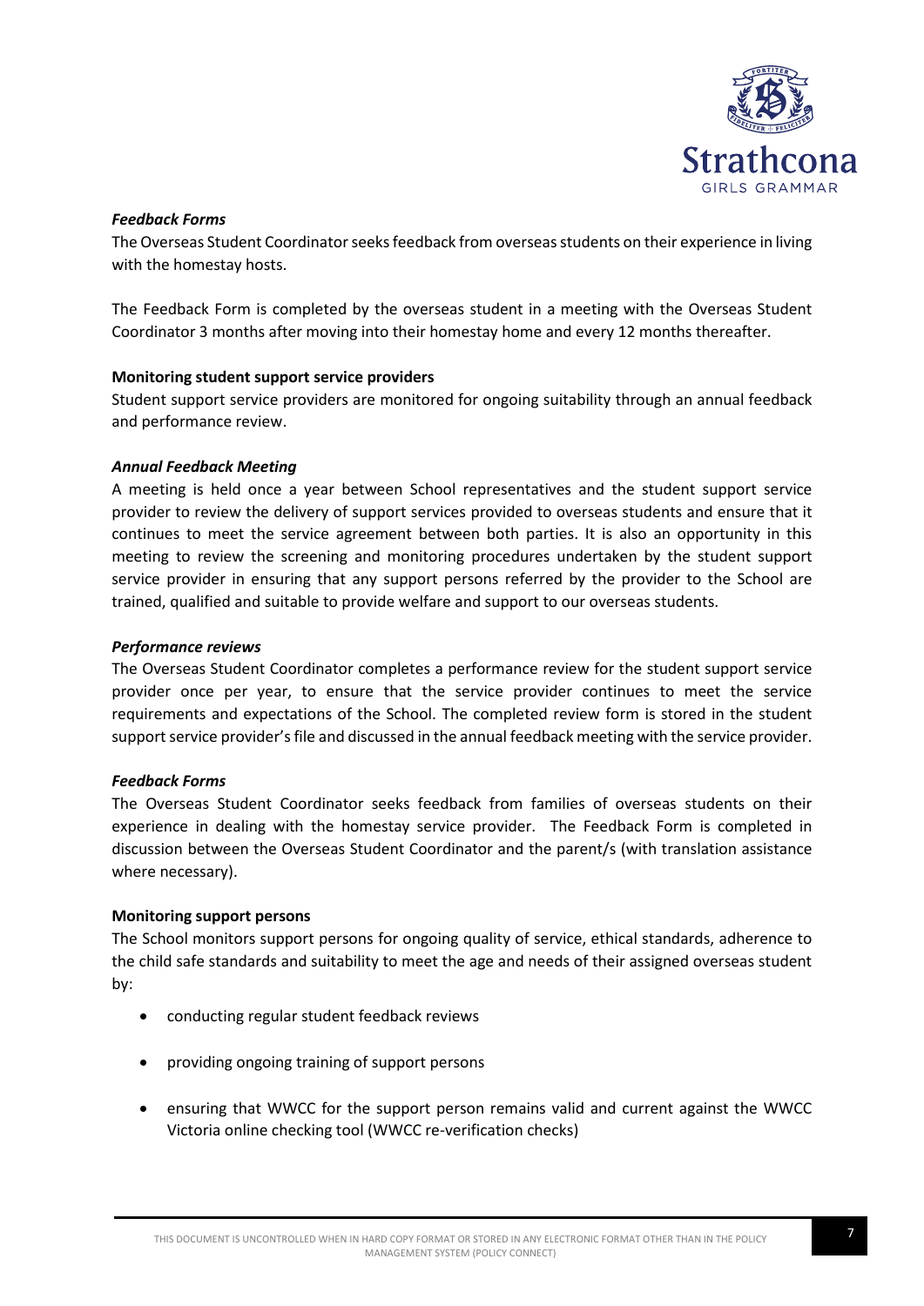***Feedback Forms***

The Overseas Student Coordinator seeks feedback from overseas students on their experience in living with the homestay hosts.

The Feedback Form is completed by the overseas student in a meeting with the Overseas Student Coordinator 3 months after moving into their homestay home and every 12 months thereafter.

**Monitoring student support service providers**

Student support service providers are monitored for ongoing suitability through an annual feedback and performance review.

***Annual Feedback Meeting***

A meeting is held once a year between School representatives and the student support service provider to review the delivery of support services provided to overseas students and ensure that it continues to meet the service agreement between both parties. It is also an opportunity in this meeting to review the screening and monitoring procedures undertaken by the student support service provider in ensuring that any support persons referred by the provider to the School are trained, qualified and suitable to provide welfare and support to our overseas students.

***Performance reviews***

The Overseas Student Coordinator completes a performance review for the student support service provider once per year, to ensure that the service provider continues to meet the service requirements and expectations of the School. The completed review form is stored in the student support service provider's file and discussed in the annual feedback meeting with the service provider.

***Feedback Forms***

The Overseas Student Coordinator seeks feedback from families of overseas students on their experience in dealing with the homestay service provider. The Feedback Form is completed in discussion between the Overseas Student Coordinator and the parent/s (with translation assistance where necessary).

**Monitoring support persons**

The School monitors support persons for ongoing quality of service, ethical standards, adherence to the child safe standards and suitability to meet the age and needs of their assigned overseas student by:

- conducting regular student feedback reviews
- providing ongoing training of support persons
- ensuring that WWCC for the support person remains valid and current against the WWCC Victoria online checking tool (WWCC re-verification checks)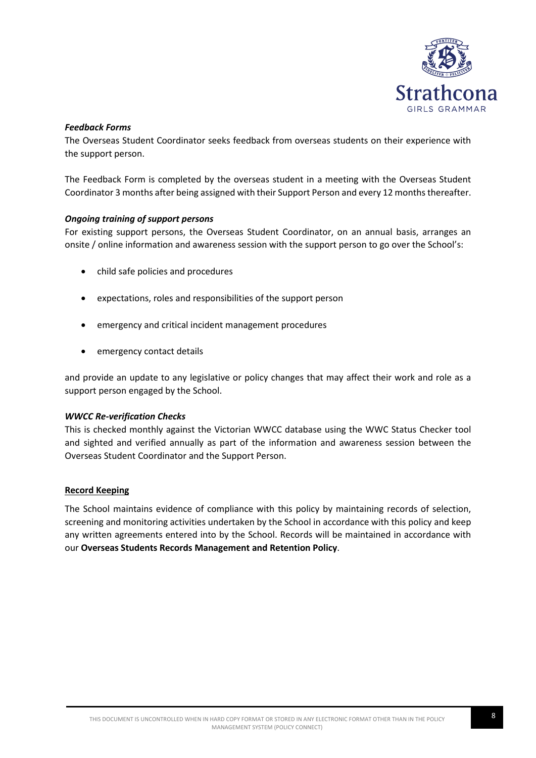***Feedback Forms***

The Overseas Student Coordinator seeks feedback from overseas students on their experience with the support person.

The Feedback Form is completed by the overseas student in a meeting with the Overseas Student Coordinator 3 months after being assigned with their Support Person and every 12 months thereafter.

***Ongoing training of support persons***

For existing support persons, the Overseas Student Coordinator, on an annual basis, arranges an onsite / online information and awareness session with the support person to go over the School's:

- child safe policies and procedures
- expectations, roles and responsibilities of the support person
- emergency and critical incident management procedures
- emergency contact details

and provide an update to any legislative or policy changes that may affect their work and role as a support person engaged by the School.

***WWCC Re-verification Checks***

This is checked monthly against the Victorian WWCC database using the WWC Status Checker tool and sighted and verified annually as part of the information and awareness session between the Overseas Student Coordinator and the Support Person.

**Record Keeping**

The School maintains evidence of compliance with this policy by maintaining records of selection, screening and monitoring activities undertaken by the School in accordance with this policy and keep any written agreements entered into by the School. Records will be maintained in accordance with our **Overseas Students Records Management and Retention Policy**.